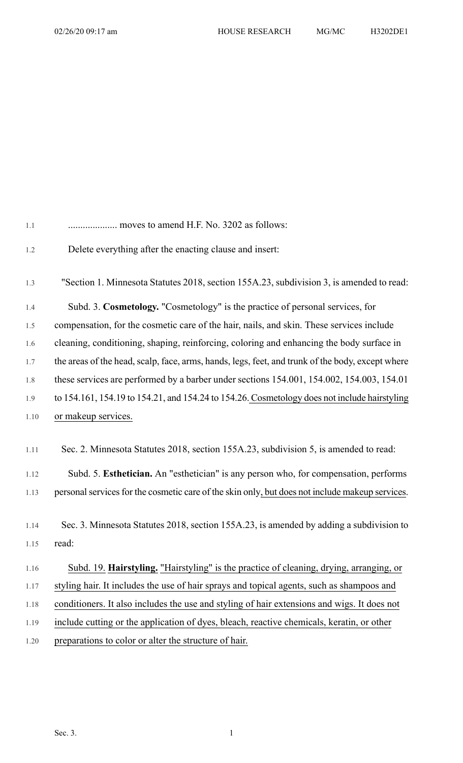.................... moves to amend H.F. No. 3202 as follows:

Delete everything after the enacting clause and insert:

"Section 1. Minnesota Statutes 2018, section 155A.23, subdivision 3, is amended to read:

Subd. 3. **Cosmetology.** "Cosmetology" is the practice of personal services, for compensation, for the cosmetic care of the hair, nails, and skin. These services include cleaning, conditioning, shaping, reinforcing, coloring and enhancing the body surface in the areas of the head, scalp, face, arms, hands, legs, feet, and trunk of the body, except where these services are performed by a barber under sections 154.001, 154.002, 154.003, 154.01 to 154.161, 154.19 to 154.21, and 154.24 to 154.26. Cosmetology does not include hairstyling or makeup services.

Sec. 2. Minnesota Statutes 2018, section 155A.23, subdivision 5, is amended to read:

Subd. 5. **Esthetician.** An "esthetician" is any person who, for compensation, performs personal services for the cosmetic care of the skin only, but does not include makeup services.

Sec. 3. Minnesota Statutes 2018, section 155A.23, is amended by adding a subdivision to read:

Subd. 19. **Hairstyling.** "Hairstyling" is the practice of cleaning, drying, arranging, or styling hair. It includes the use of hair sprays and topical agents, such as shampoos and conditioners. It also includes the use and styling of hair extensions and wigs. It does not include cutting or the application of dyes, bleach, reactive chemicals, keratin, or other preparations to color or alter the structure of hair.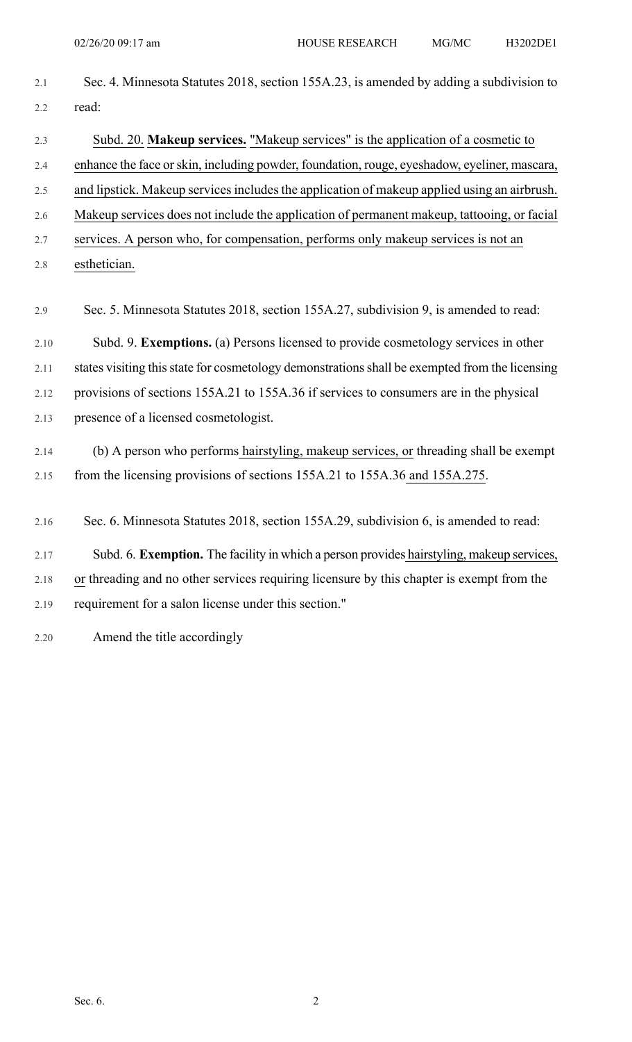Sec. 4. Minnesota Statutes 2018, section 155A.23, is amended by adding a subdivision to read:

Subd. 20. **Makeup services.** "Makeup services" is the application of a cosmetic to enhance the face or skin, including powder, foundation, rouge, eyeshadow, eyeliner, mascara, and lipstick. Makeup services includes the application of makeup applied using an airbrush. Makeup services does not include the application of permanent makeup, tattooing, or facial services. A person who, for compensation, performs only makeup services is not an esthetician.

Sec. 5. Minnesota Statutes 2018, section 155A.27, subdivision 9, is amended to read:

Subd. 9. **Exemptions.** (a) Persons licensed to provide cosmetology services in other states visiting this state for cosmetology demonstrations shall be exempted from the licensing provisions of sections 155A.21 to 155A.36 if services to consumers are in the physical presence of a licensed cosmetologist.

(b) A person who performs hairstyling, makeup services, or threading shall be exempt from the licensing provisions of sections 155A.21 to 155A.36 and 155A.275.

Sec. 6. Minnesota Statutes 2018, section 155A.29, subdivision 6, is amended to read:

Subd. 6. **Exemption.** The facility in which a person provides hairstyling, makeup services, or threading and no other services requiring licensure by this chapter is exempt from the requirement for a salon license under this section."

Amend the title accordingly